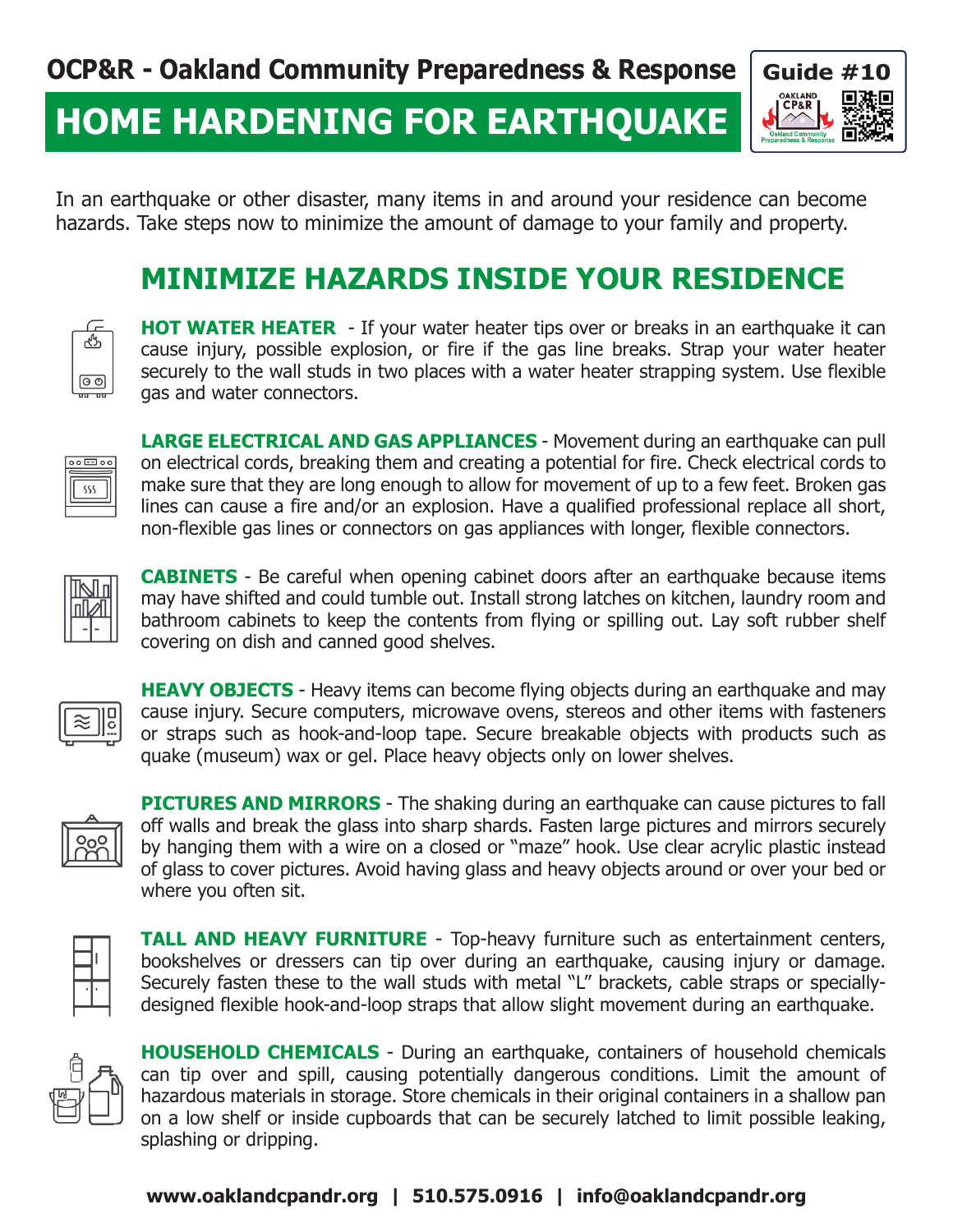**OCP&R - Oakland Community Preparedness & Response**

**Guide #10**

# HOME HARDENING FOR EARTHQUAKE

In an earthquake or other disaster, many items in and around your residence can become hazards. Take steps now to minimize the amount of damage to your family and property.

## MINIMIZE HAZARDS INSIDE YOUR RESIDENCE

**HOT WATER HEATER** - If your water heater tips over or breaks in an earthquake it can cause injury, possible explosion, or fire if the gas line breaks. Strap your water heater securely to the wall studs in two places with a water heater strapping system. Use flexible gas and water connectors.

**LARGE ELECTRICAL AND GAS APPLIANCES** - Movement during an earthquake can pull on electrical cords, breaking them and creating a potential for fire. Check electrical cords to make sure that they are long enough to allow for movement of up to a few feet. Broken gas lines can cause a fire and/or an explosion. Have a qualified professional replace all short, non-flexible gas lines or connectors on gas appliances with longer, flexible connectors.

**CABINETS** - Be careful when opening cabinet doors after an earthquake because items may have shifted and could tumble out. Install strong latches on kitchen, laundry room and bathroom cabinets to keep the contents from flying or spilling out. Lay soft rubber shelf covering on dish and canned good shelves.

**HEAVY OBJECTS** - Heavy items can become flying objects during an earthquake and may cause injury. Secure computers, microwave ovens, stereos and other items with fasteners or straps such as hook-and-loop tape. Secure breakable objects with products such as quake (museum) wax or gel. Place heavy objects only on lower shelves.

**PICTURES AND MIRRORS** - The shaking during an earthquake can cause pictures to fall off walls and break the glass into sharp shards. Fasten large pictures and mirrors securely by hanging them with a wire on a closed or "maze" hook. Use clear acrylic plastic instead of glass to cover pictures. Avoid having glass and heavy objects around or over your bed or where you often sit.

**TALL AND HEAVY FURNITURE** - Top-heavy furniture such as entertainment centers, bookshelves or dressers can tip over during an earthquake, causing injury or damage. Securely fasten these to the wall studs with metal "L" brackets, cable straps or specially-designed flexible hook-and-loop straps that allow slight movement during an earthquake.

**HOUSEHOLD CHEMICALS** - During an earthquake, containers of household chemicals can tip over and spill, causing potentially dangerous conditions. Limit the amount of hazardous materials in storage. Store chemicals in their original containers in a shallow pan on a low shelf or inside cupboards that can be securely latched to limit possible leaking, splashing or dripping.

**www.oaklandcpandr.org | 510.575.0916 | info@oaklandcpandr.org**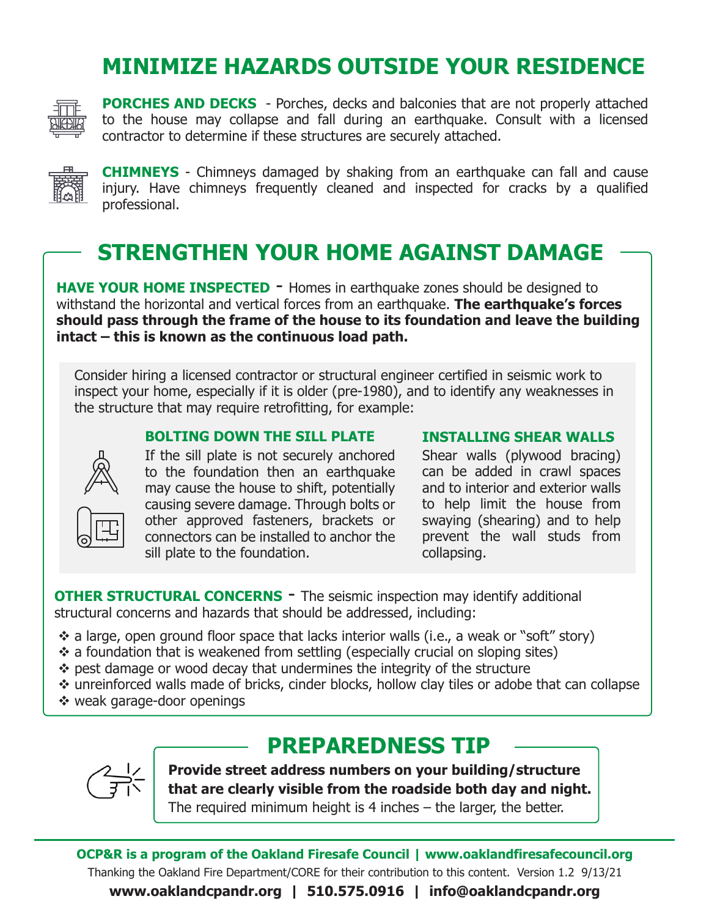# MINIMIZE HAZARDS OUTSIDE YOUR RESIDENCE

**PORCHES AND DECKS** - Porches, decks and balconies that are not properly attached to the house may collapse and fall during an earthquake. Consult with a licensed contractor to determine if these structures are securely attached.

**CHIMNEYS** - Chimneys damaged by shaking from an earthquake can fall and cause injury. Have chimneys frequently cleaned and inspected for cracks by a qualified professional.

# STRENGTHEN YOUR HOME AGAINST DAMAGE

**HAVE YOUR HOME INSPECTED** - Homes in earthquake zones should be designed to withstand the horizontal and vertical forces from an earthquake. **The earthquake's forces should pass through the frame of the house to its foundation and leave the building intact – this is known as the continuous load path.**

Consider hiring a licensed contractor or structural engineer certified in seismic work to inspect your home, especially if it is older (pre-1980), and to identify any weaknesses in the structure that may require retrofitting, for example:

**BOLTING DOWN THE SILL PLATE**

If the sill plate is not securely anchored to the foundation then an earthquake may cause the house to shift, potentially causing severe damage. Through bolts or other approved fasteners, brackets or connectors can be installed to anchor the sill plate to the foundation.

**INSTALLING SHEAR WALLS**

Shear walls (plywood bracing) can be added in crawl spaces and to interior and exterior walls to help limit the house from swaying (shearing) and to help prevent the wall studs from collapsing.

**OTHER STRUCTURAL CONCERNS** - The seismic inspection may identify additional structural concerns and hazards that should be addressed, including:

- a large, open ground floor space that lacks interior walls (i.e., a weak or "soft" story)
- a foundation that is weakened from settling (especially crucial on sloping sites)
- pest damage or wood decay that undermines the integrity of the structure
- unreinforced walls made of bricks, cinder blocks, hollow clay tiles or adobe that can collapse
- weak garage-door openings

## PREPAREDNESS TIP

**Provide street address numbers on your building/structure that are clearly visible from the roadside both day and night.** The required minimum height is 4 inches – the larger, the better.

**OCP&R is a program of the Oakland Firesafe Council | www.oaklandfiresafecouncil.org**

Thanking the Oakland Fire Department/CORE for their contribution to this content. Version 1.2 9/13/21

**www.oaklandcpandr.org | 510.575.0916 | info@oaklandcpandr.org**